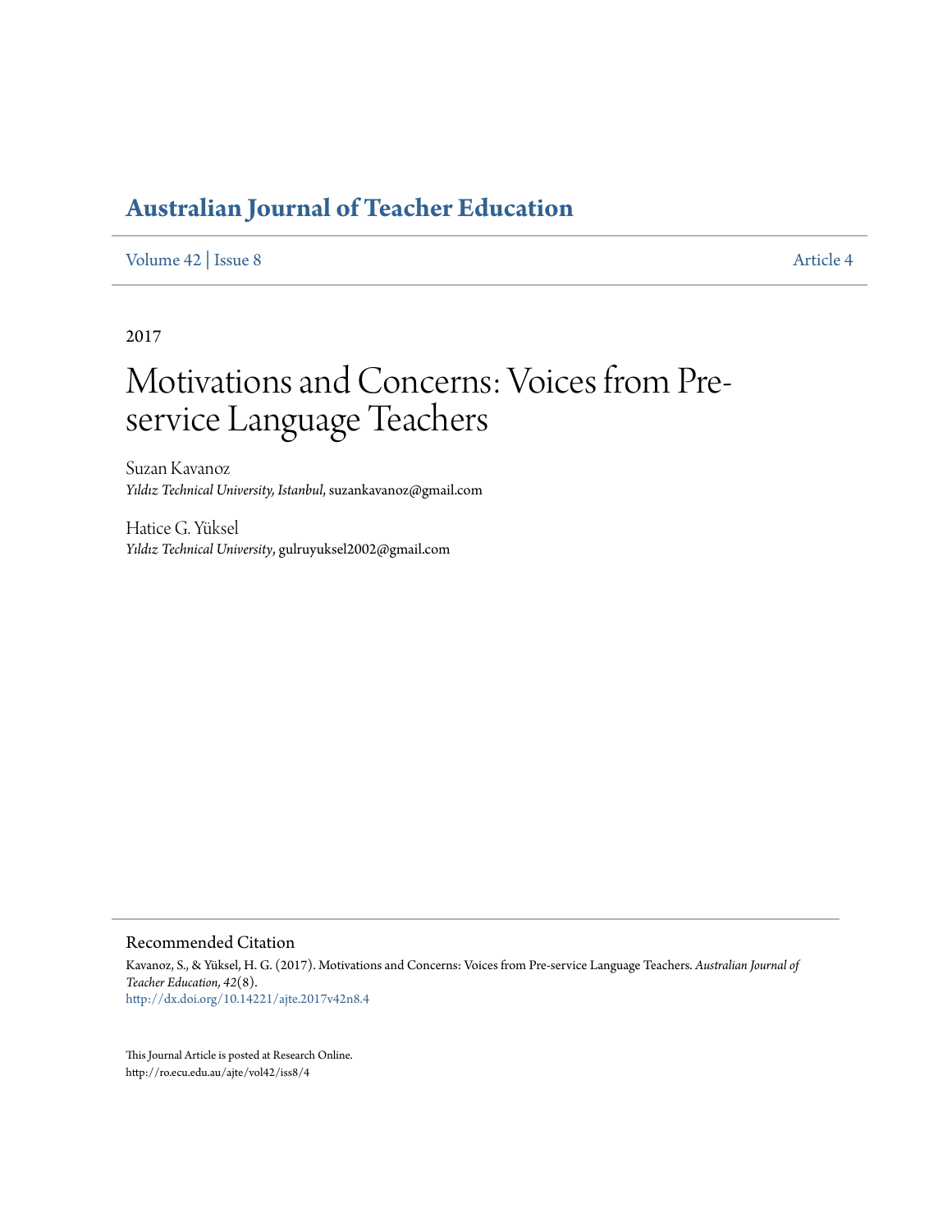# Australian Journal of Teacher Education

Volume 42 | Issue 8 Article 4

2017

# Motivations and Concerns: Voices from Pre-service Language Teachers

Suzan Kavanoz
*Yıldız Technical University, Istanbul*, suzankavanoz@gmail.com

Hatice G. Yüksel
*Yıldız Technical University*, gulruyuksel2002@gmail.com

## Recommended Citation

Kavanoz, S., & Yüksel, H. G. (2017). Motivations and Concerns: Voices from Pre-service Language Teachers. *Australian Journal of Teacher Education, 42*(8).
http://dx.doi.org/10.14221/ajte.2017v42n8.4

This Journal Article is posted at Research Online.
http://ro.ecu.edu.au/ajte/vol42/iss8/4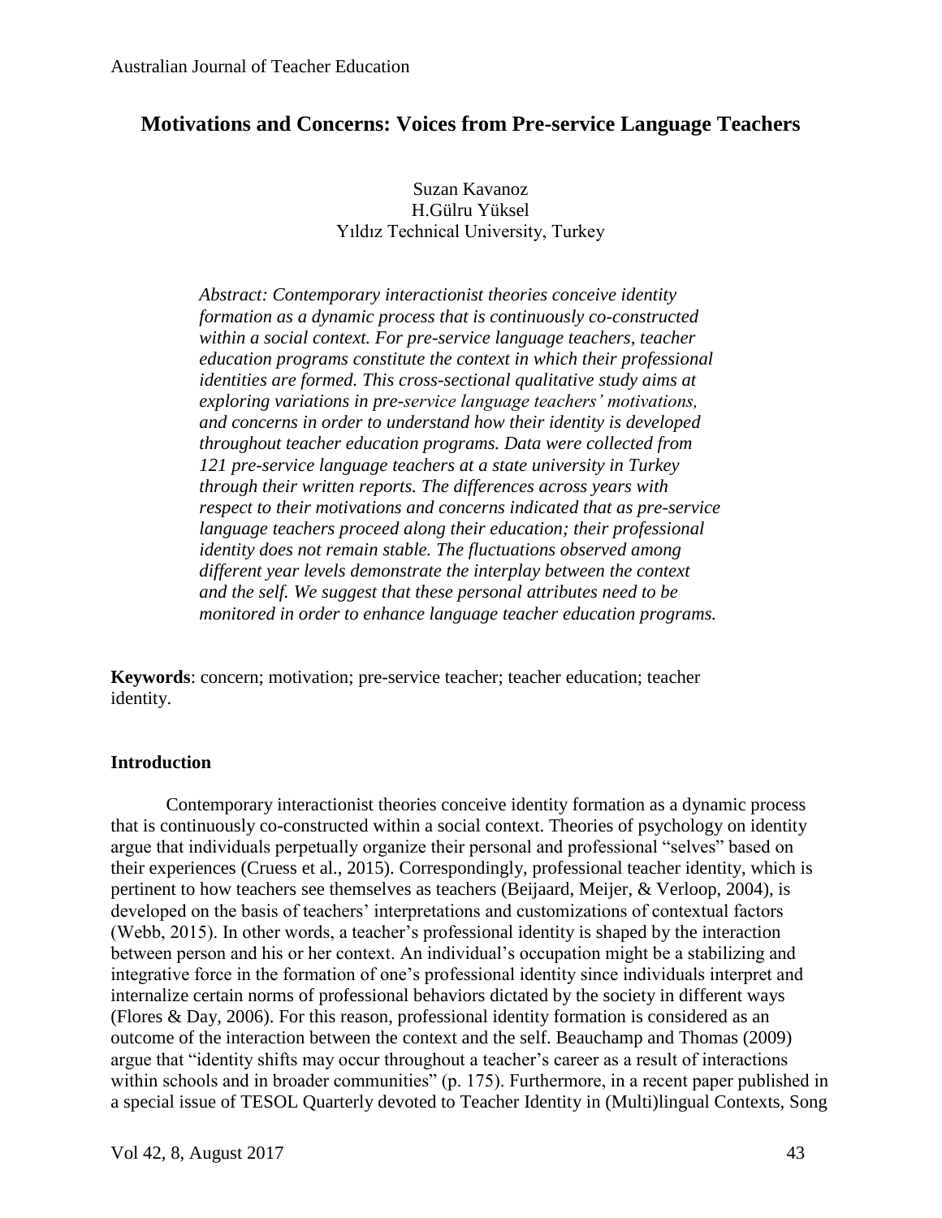# Motivations and Concerns: Voices from Pre-service Language Teachers

Suzan Kavanoz  
H.Gülru Yüksel  
Yıldız Technical University, Turkey

*Abstract: Contemporary interactionist theories conceive identity formation as a dynamic process that is continuously co-constructed within a social context. For pre-service language teachers, teacher education programs constitute the context in which their professional identities are formed. This cross-sectional qualitative study aims at exploring variations in pre-service language teachers' motivations, and concerns in order to understand how their identity is developed throughout teacher education programs. Data were collected from 121 pre-service language teachers at a state university in Turkey through their written reports. The differences across years with respect to their motivations and concerns indicated that as pre-service language teachers proceed along their education; their professional identity does not remain stable. The fluctuations observed among different year levels demonstrate the interplay between the context and the self. We suggest that these personal attributes need to be monitored in order to enhance language teacher education programs.*

**Keywords**: concern; motivation; pre-service teacher; teacher education; teacher identity.

## Introduction

Contemporary interactionist theories conceive identity formation as a dynamic process that is continuously co-constructed within a social context. Theories of psychology on identity argue that individuals perpetually organize their personal and professional "selves" based on their experiences (Cruess et al., 2015). Correspondingly, professional teacher identity, which is pertinent to how teachers see themselves as teachers (Beijaard, Meijer, & Verloop, 2004), is developed on the basis of teachers' interpretations and customizations of contextual factors (Webb, 2015). In other words, a teacher's professional identity is shaped by the interaction between person and his or her context. An individual's occupation might be a stabilizing and integrative force in the formation of one's professional identity since individuals interpret and internalize certain norms of professional behaviors dictated by the society in different ways (Flores & Day, 2006). For this reason, professional identity formation is considered as an outcome of the interaction between the context and the self. Beauchamp and Thomas (2009) argue that "identity shifts may occur throughout a teacher's career as a result of interactions within schools and in broader communities" (p. 175). Furthermore, in a recent paper published in a special issue of TESOL Quarterly devoted to Teacher Identity in (Multi)lingual Contexts, Song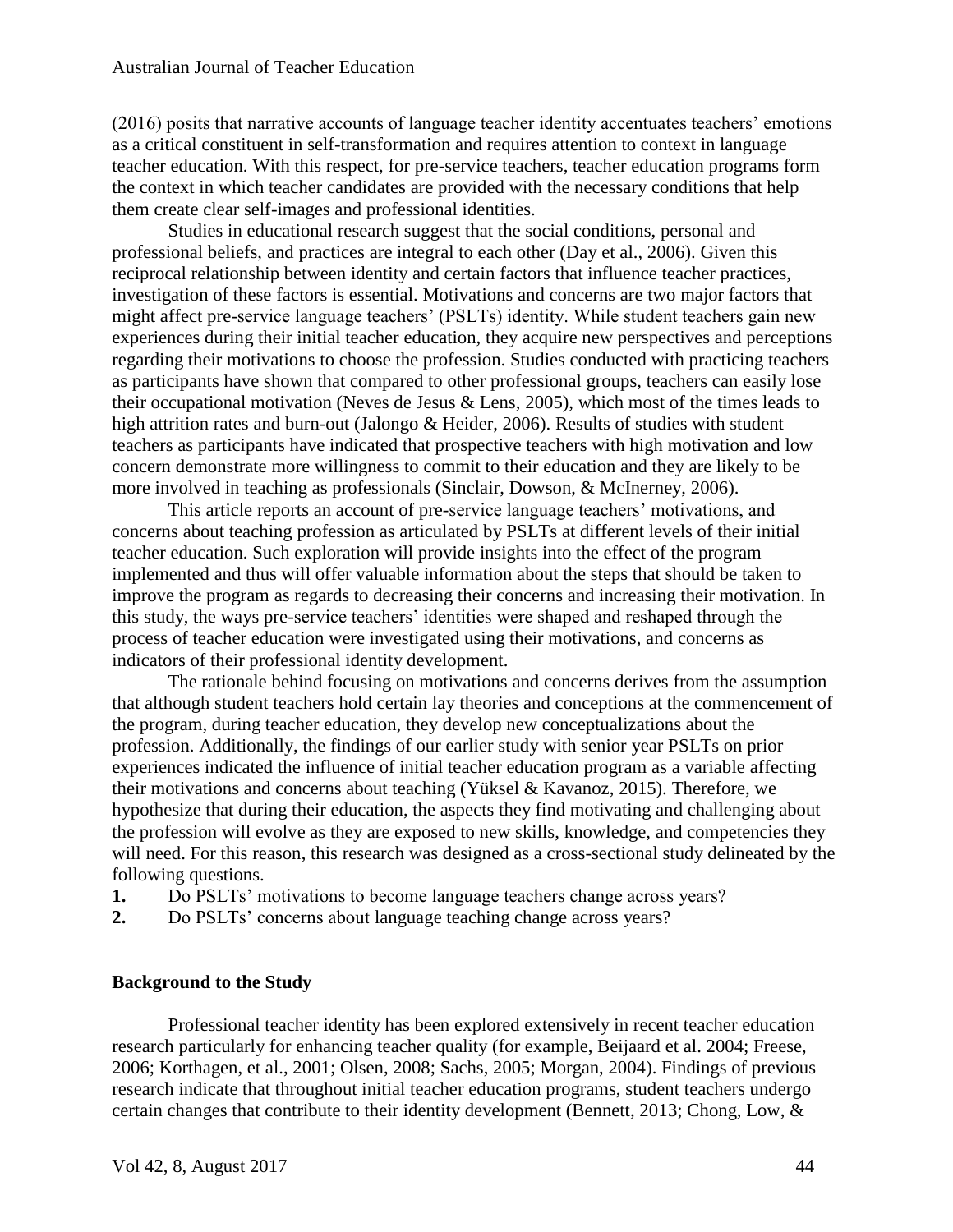(2016) posits that narrative accounts of language teacher identity accentuates teachers' emotions as a critical constituent in self-transformation and requires attention to context in language teacher education. With this respect, for pre-service teachers, teacher education programs form the context in which teacher candidates are provided with the necessary conditions that help them create clear self-images and professional identities.

Studies in educational research suggest that the social conditions, personal and professional beliefs, and practices are integral to each other (Day et al., 2006). Given this reciprocal relationship between identity and certain factors that influence teacher practices, investigation of these factors is essential. Motivations and concerns are two major factors that might affect pre-service language teachers' (PSLTs) identity. While student teachers gain new experiences during their initial teacher education, they acquire new perspectives and perceptions regarding their motivations to choose the profession. Studies conducted with practicing teachers as participants have shown that compared to other professional groups, teachers can easily lose their occupational motivation (Neves de Jesus & Lens, 2005), which most of the times leads to high attrition rates and burn-out (Jalongo & Heider, 2006). Results of studies with student teachers as participants have indicated that prospective teachers with high motivation and low concern demonstrate more willingness to commit to their education and they are likely to be more involved in teaching as professionals (Sinclair, Dowson, & McInerney, 2006).

This article reports an account of pre-service language teachers' motivations, and concerns about teaching profession as articulated by PSLTs at different levels of their initial teacher education. Such exploration will provide insights into the effect of the program implemented and thus will offer valuable information about the steps that should be taken to improve the program as regards to decreasing their concerns and increasing their motivation. In this study, the ways pre-service teachers' identities were shaped and reshaped through the process of teacher education were investigated using their motivations, and concerns as indicators of their professional identity development.

The rationale behind focusing on motivations and concerns derives from the assumption that although student teachers hold certain lay theories and conceptions at the commencement of the program, during teacher education, they develop new conceptualizations about the profession. Additionally, the findings of our earlier study with senior year PSLTs on prior experiences indicated the influence of initial teacher education program as a variable affecting their motivations and concerns about teaching (Yüksel & Kavanoz, 2015). Therefore, we hypothesize that during their education, the aspects they find motivating and challenging about the profession will evolve as they are exposed to new skills, knowledge, and competencies they will need. For this reason, this research was designed as a cross-sectional study delineated by the following questions.

1. Do PSLTs' motivations to become language teachers change across years?
2. Do PSLTs' concerns about language teaching change across years?

## Background to the Study

Professional teacher identity has been explored extensively in recent teacher education research particularly for enhancing teacher quality (for example, Beijaard et al. 2004; Freese, 2006; Korthagen, et al., 2001; Olsen, 2008; Sachs, 2005; Morgan, 2004). Findings of previous research indicate that throughout initial teacher education programs, student teachers undergo certain changes that contribute to their identity development (Bennett, 2013; Chong, Low, &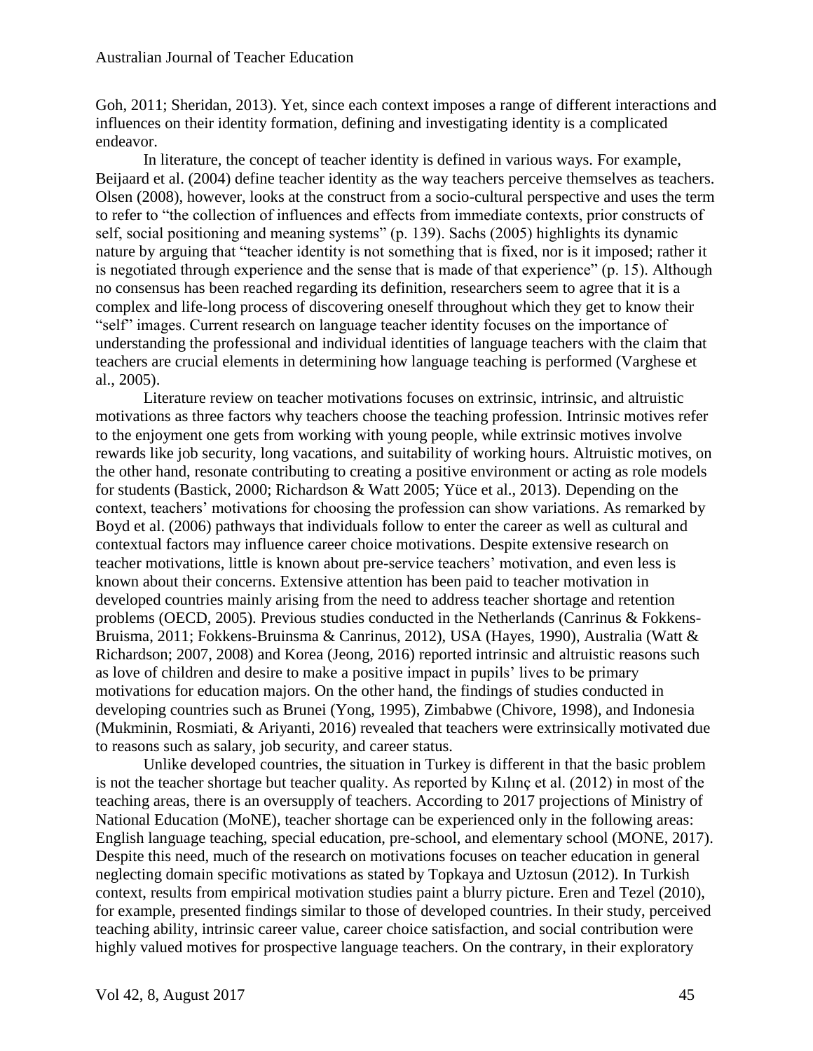Goh, 2011; Sheridan, 2013). Yet, since each context imposes a range of different interactions and influences on their identity formation, defining and investigating identity is a complicated endeavor.

In literature, the concept of teacher identity is defined in various ways. For example, Beijaard et al. (2004) define teacher identity as the way teachers perceive themselves as teachers. Olsen (2008), however, looks at the construct from a socio-cultural perspective and uses the term to refer to "the collection of influences and effects from immediate contexts, prior constructs of self, social positioning and meaning systems" (p. 139). Sachs (2005) highlights its dynamic nature by arguing that "teacher identity is not something that is fixed, nor is it imposed; rather it is negotiated through experience and the sense that is made of that experience" (p. 15). Although no consensus has been reached regarding its definition, researchers seem to agree that it is a complex and life-long process of discovering oneself throughout which they get to know their "self" images. Current research on language teacher identity focuses on the importance of understanding the professional and individual identities of language teachers with the claim that teachers are crucial elements in determining how language teaching is performed (Varghese et al., 2005).

Literature review on teacher motivations focuses on extrinsic, intrinsic, and altruistic motivations as three factors why teachers choose the teaching profession. Intrinsic motives refer to the enjoyment one gets from working with young people, while extrinsic motives involve rewards like job security, long vacations, and suitability of working hours. Altruistic motives, on the other hand, resonate contributing to creating a positive environment or acting as role models for students (Bastick, 2000; Richardson & Watt 2005; Yüce et al., 2013). Depending on the context, teachers' motivations for choosing the profession can show variations. As remarked by Boyd et al. (2006) pathways that individuals follow to enter the career as well as cultural and contextual factors may influence career choice motivations. Despite extensive research on teacher motivations, little is known about pre-service teachers' motivation, and even less is known about their concerns. Extensive attention has been paid to teacher motivation in developed countries mainly arising from the need to address teacher shortage and retention problems (OECD, 2005). Previous studies conducted in the Netherlands (Canrinus & Fokkens-Bruisma, 2011; Fokkens-Bruinsma & Canrinus, 2012), USA (Hayes, 1990), Australia (Watt & Richardson; 2007, 2008) and Korea (Jeong, 2016) reported intrinsic and altruistic reasons such as love of children and desire to make a positive impact in pupils' lives to be primary motivations for education majors. On the other hand, the findings of studies conducted in developing countries such as Brunei (Yong, 1995), Zimbabwe (Chivore, 1998), and Indonesia (Mukminin, Rosmiati, & Ariyanti, 2016) revealed that teachers were extrinsically motivated due to reasons such as salary, job security, and career status.

Unlike developed countries, the situation in Turkey is different in that the basic problem is not the teacher shortage but teacher quality. As reported by Kılınç et al. (2012) in most of the teaching areas, there is an oversupply of teachers. According to 2017 projections of Ministry of National Education (MoNE), teacher shortage can be experienced only in the following areas: English language teaching, special education, pre-school, and elementary school (MONE, 2017). Despite this need, much of the research on motivations focuses on teacher education in general neglecting domain specific motivations as stated by Topkaya and Uztosun (2012). In Turkish context, results from empirical motivation studies paint a blurry picture. Eren and Tezel (2010), for example, presented findings similar to those of developed countries. In their study, perceived teaching ability, intrinsic career value, career choice satisfaction, and social contribution were highly valued motives for prospective language teachers. On the contrary, in their exploratory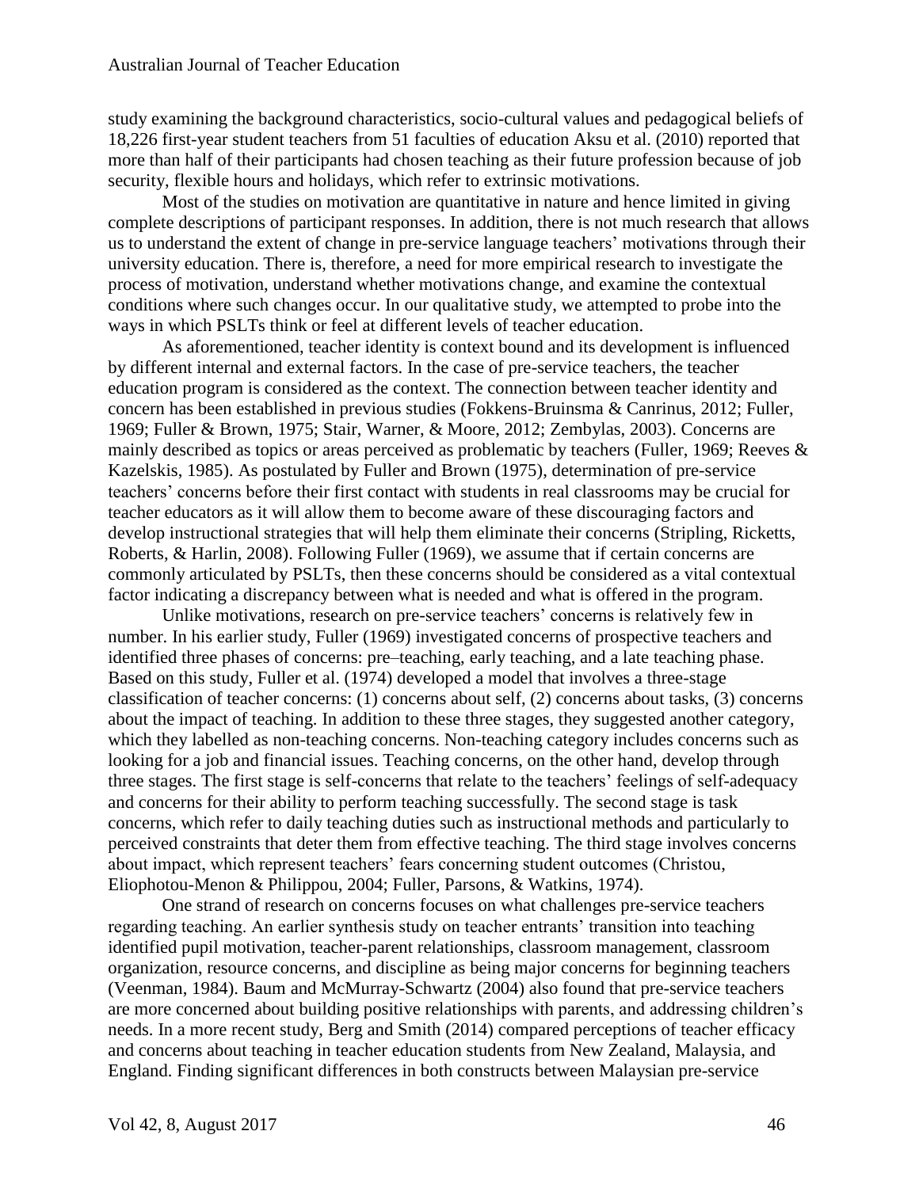study examining the background characteristics, socio-cultural values and pedagogical beliefs of 18,226 first-year student teachers from 51 faculties of education Aksu et al. (2010) reported that more than half of their participants had chosen teaching as their future profession because of job security, flexible hours and holidays, which refer to extrinsic motivations.

Most of the studies on motivation are quantitative in nature and hence limited in giving complete descriptions of participant responses. In addition, there is not much research that allows us to understand the extent of change in pre-service language teachers' motivations through their university education. There is, therefore, a need for more empirical research to investigate the process of motivation, understand whether motivations change, and examine the contextual conditions where such changes occur. In our qualitative study, we attempted to probe into the ways in which PSLTs think or feel at different levels of teacher education.

As aforementioned, teacher identity is context bound and its development is influenced by different internal and external factors. In the case of pre-service teachers, the teacher education program is considered as the context. The connection between teacher identity and concern has been established in previous studies (Fokkens-Bruinsma & Canrinus, 2012; Fuller, 1969; Fuller & Brown, 1975; Stair, Warner, & Moore, 2012; Zembylas, 2003). Concerns are mainly described as topics or areas perceived as problematic by teachers (Fuller, 1969; Reeves & Kazelskis, 1985). As postulated by Fuller and Brown (1975), determination of pre-service teachers' concerns before their first contact with students in real classrooms may be crucial for teacher educators as it will allow them to become aware of these discouraging factors and develop instructional strategies that will help them eliminate their concerns (Stripling, Ricketts, Roberts, & Harlin, 2008). Following Fuller (1969), we assume that if certain concerns are commonly articulated by PSLTs, then these concerns should be considered as a vital contextual factor indicating a discrepancy between what is needed and what is offered in the program.

Unlike motivations, research on pre-service teachers' concerns is relatively few in number. In his earlier study, Fuller (1969) investigated concerns of prospective teachers and identified three phases of concerns: pre–teaching, early teaching, and a late teaching phase. Based on this study, Fuller et al. (1974) developed a model that involves a three-stage classification of teacher concerns: (1) concerns about self, (2) concerns about tasks, (3) concerns about the impact of teaching. In addition to these three stages, they suggested another category, which they labelled as non-teaching concerns. Non-teaching category includes concerns such as looking for a job and financial issues. Teaching concerns, on the other hand, develop through three stages. The first stage is self-concerns that relate to the teachers' feelings of self-adequacy and concerns for their ability to perform teaching successfully. The second stage is task concerns, which refer to daily teaching duties such as instructional methods and particularly to perceived constraints that deter them from effective teaching. The third stage involves concerns about impact, which represent teachers' fears concerning student outcomes (Christou, Eliophotou-Menon & Philippou, 2004; Fuller, Parsons, & Watkins, 1974).

One strand of research on concerns focuses on what challenges pre-service teachers regarding teaching. An earlier synthesis study on teacher entrants' transition into teaching identified pupil motivation, teacher-parent relationships, classroom management, classroom organization, resource concerns, and discipline as being major concerns for beginning teachers (Veenman, 1984). Baum and McMurray-Schwartz (2004) also found that pre-service teachers are more concerned about building positive relationships with parents, and addressing children's needs. In a more recent study, Berg and Smith (2014) compared perceptions of teacher efficacy and concerns about teaching in teacher education students from New Zealand, Malaysia, and England. Finding significant differences in both constructs between Malaysian pre-service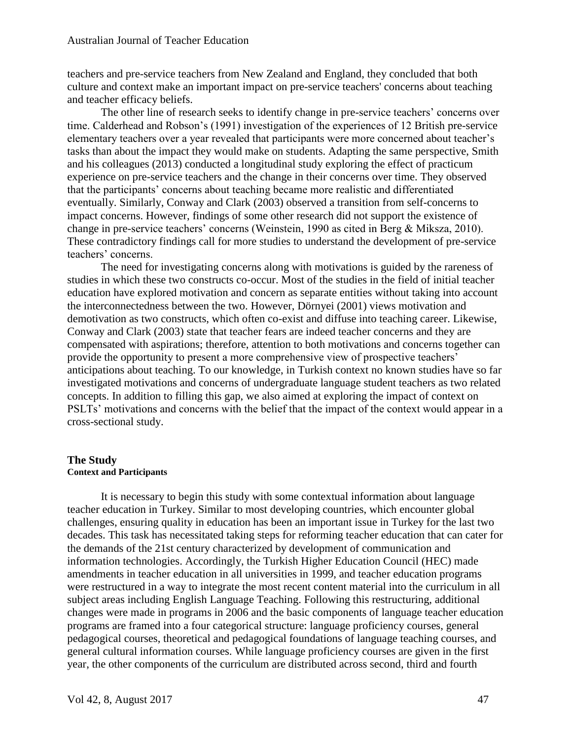teachers and pre-service teachers from New Zealand and England, they concluded that both culture and context make an important impact on pre-service teachers' concerns about teaching and teacher efficacy beliefs.

The other line of research seeks to identify change in pre-service teachers' concerns over time. Calderhead and Robson's (1991) investigation of the experiences of 12 British pre-service elementary teachers over a year revealed that participants were more concerned about teacher's tasks than about the impact they would make on students. Adapting the same perspective, Smith and his colleagues (2013) conducted a longitudinal study exploring the effect of practicum experience on pre-service teachers and the change in their concerns over time. They observed that the participants' concerns about teaching became more realistic and differentiated eventually. Similarly, Conway and Clark (2003) observed a transition from self-concerns to impact concerns. However, findings of some other research did not support the existence of change in pre-service teachers' concerns (Weinstein, 1990 as cited in Berg & Miksza, 2010). These contradictory findings call for more studies to understand the development of pre-service teachers' concerns.

The need for investigating concerns along with motivations is guided by the rareness of studies in which these two constructs co-occur. Most of the studies in the field of initial teacher education have explored motivation and concern as separate entities without taking into account the interconnectedness between the two. However, Dörnyei (2001) views motivation and demotivation as two constructs, which often co-exist and diffuse into teaching career. Likewise, Conway and Clark (2003) state that teacher fears are indeed teacher concerns and they are compensated with aspirations; therefore, attention to both motivations and concerns together can provide the opportunity to present a more comprehensive view of prospective teachers' anticipations about teaching. To our knowledge, in Turkish context no known studies have so far investigated motivations and concerns of undergraduate language student teachers as two related concepts. In addition to filling this gap, we also aimed at exploring the impact of context on PSLTs' motivations and concerns with the belief that the impact of the context would appear in a cross-sectional study.

## The Study

### Context and Participants

It is necessary to begin this study with some contextual information about language teacher education in Turkey. Similar to most developing countries, which encounter global challenges, ensuring quality in education has been an important issue in Turkey for the last two decades. This task has necessitated taking steps for reforming teacher education that can cater for the demands of the 21st century characterized by development of communication and information technologies. Accordingly, the Turkish Higher Education Council (HEC) made amendments in teacher education in all universities in 1999, and teacher education programs were restructured in a way to integrate the most recent content material into the curriculum in all subject areas including English Language Teaching. Following this restructuring, additional changes were made in programs in 2006 and the basic components of language teacher education programs are framed into a four categorical structure: language proficiency courses, general pedagogical courses, theoretical and pedagogical foundations of language teaching courses, and general cultural information courses. While language proficiency courses are given in the first year, the other components of the curriculum are distributed across second, third and fourth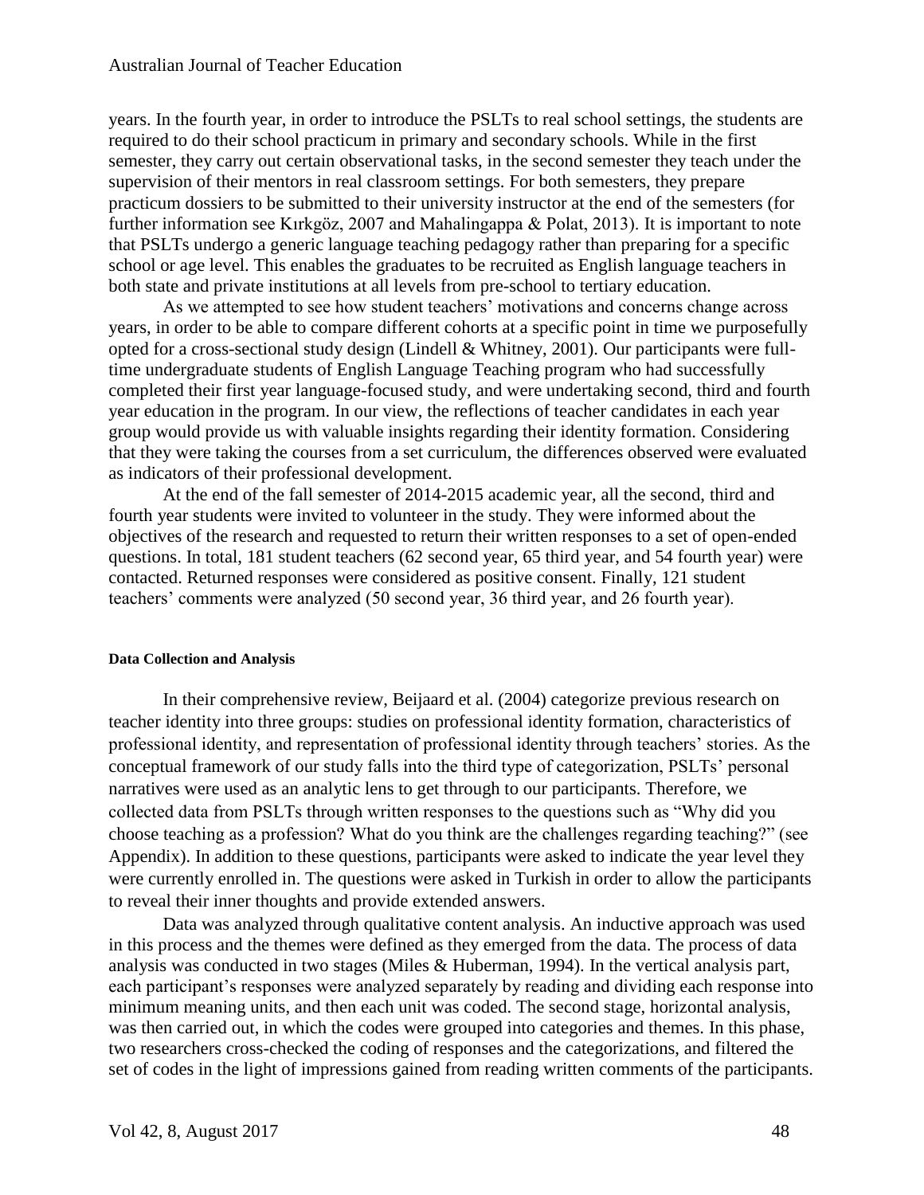years. In the fourth year, in order to introduce the PSLTs to real school settings, the students are required to do their school practicum in primary and secondary schools. While in the first semester, they carry out certain observational tasks, in the second semester they teach under the supervision of their mentors in real classroom settings. For both semesters, they prepare practicum dossiers to be submitted to their university instructor at the end of the semesters (for further information see Kırkgöz, 2007 and Mahalingappa & Polat, 2013). It is important to note that PSLTs undergo a generic language teaching pedagogy rather than preparing for a specific school or age level. This enables the graduates to be recruited as English language teachers in both state and private institutions at all levels from pre-school to tertiary education.

As we attempted to see how student teachers' motivations and concerns change across years, in order to be able to compare different cohorts at a specific point in time we purposefully opted for a cross-sectional study design (Lindell & Whitney, 2001). Our participants were full-time undergraduate students of English Language Teaching program who had successfully completed their first year language-focused study, and were undertaking second, third and fourth year education in the program. In our view, the reflections of teacher candidates in each year group would provide us with valuable insights regarding their identity formation. Considering that they were taking the courses from a set curriculum, the differences observed were evaluated as indicators of their professional development.

At the end of the fall semester of 2014-2015 academic year, all the second, third and fourth year students were invited to volunteer in the study. They were informed about the objectives of the research and requested to return their written responses to a set of open-ended questions. In total, 181 student teachers (62 second year, 65 third year, and 54 fourth year) were contacted. Returned responses were considered as positive consent. Finally, 121 student teachers' comments were analyzed (50 second year, 36 third year, and 26 fourth year).

#### Data Collection and Analysis

In their comprehensive review, Beijaard et al. (2004) categorize previous research on teacher identity into three groups: studies on professional identity formation, characteristics of professional identity, and representation of professional identity through teachers' stories. As the conceptual framework of our study falls into the third type of categorization, PSLTs' personal narratives were used as an analytic lens to get through to our participants. Therefore, we collected data from PSLTs through written responses to the questions such as "Why did you choose teaching as a profession? What do you think are the challenges regarding teaching?" (see Appendix). In addition to these questions, participants were asked to indicate the year level they were currently enrolled in. The questions were asked in Turkish in order to allow the participants to reveal their inner thoughts and provide extended answers.

Data was analyzed through qualitative content analysis. An inductive approach was used in this process and the themes were defined as they emerged from the data. The process of data analysis was conducted in two stages (Miles & Huberman, 1994). In the vertical analysis part, each participant's responses were analyzed separately by reading and dividing each response into minimum meaning units, and then each unit was coded. The second stage, horizontal analysis, was then carried out, in which the codes were grouped into categories and themes. In this phase, two researchers cross-checked the coding of responses and the categorizations, and filtered the set of codes in the light of impressions gained from reading written comments of the participants.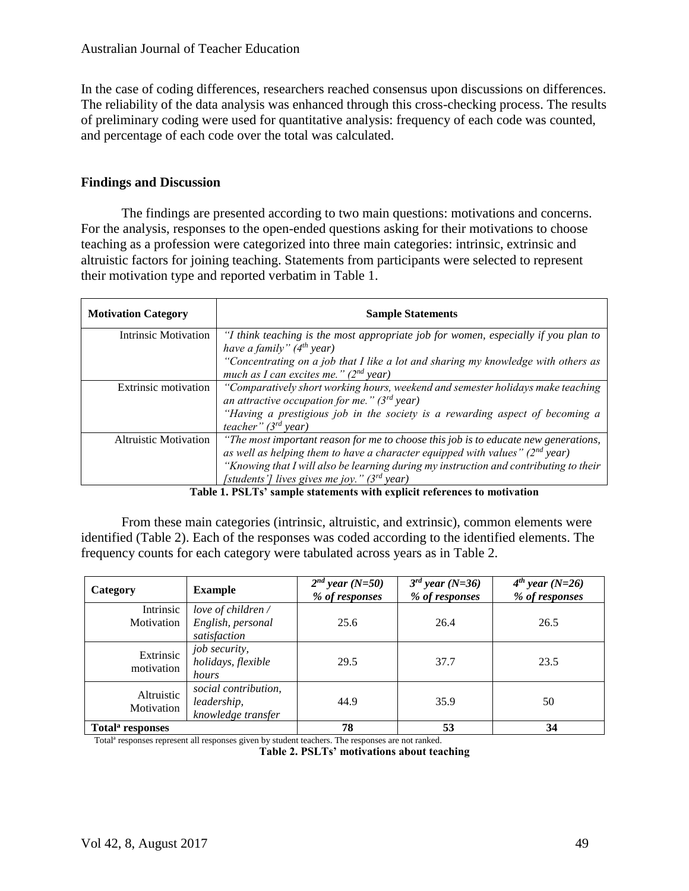In the case of coding differences, researchers reached consensus upon discussions on differences. The reliability of the data analysis was enhanced through this cross-checking process. The results of preliminary coding were used for quantitative analysis: frequency of each code was counted, and percentage of each code over the total was calculated.

## Findings and Discussion

The findings are presented according to two main questions: motivations and concerns. For the analysis, responses to the open-ended questions asking for their motivations to choose teaching as a profession were categorized into three main categories: intrinsic, extrinsic and altruistic factors for joining teaching. Statements from participants were selected to represent their motivation type and reported verbatim in Table 1.

| Motivation Category | Sample Statements |
|---|---|
| Intrinsic Motivation | *"I think teaching is the most appropriate job for women, especially if you plan to have a family" (4th year)* *"Concentrating on a job that I like a lot and sharing my knowledge with others as much as I can excites me." (2nd year)* |
| Extrinsic motivation | *"Comparatively short working hours, weekend and semester holidays make teaching an attractive occupation for me." (3rd year)* *"Having a prestigious job in the society is a rewarding aspect of becoming a teacher" (3rd year)* |
| Altruistic Motivation | *"The most important reason for me to choose this job is to educate new generations, as well as helping them to have a character equipped with values" (2nd year)* *"Knowing that I will also be learning during my instruction and contributing to their [students'] lives gives me joy." (3rd year)* |

**Table 1. PSLTs' sample statements with explicit references to motivation**

From these main categories (intrinsic, altruistic, and extrinsic), common elements were identified (Table 2). Each of the responses was coded according to the identified elements. The frequency counts for each category were tabulated across years as in Table 2.

| Category | Example | *2nd year (N=50) % of responses* | *3rd year (N=36) % of responses* | *4th year (N=26) % of responses* |
|---|---|---|---|---|
| Intrinsic Motivation | *love of children / English, personal satisfaction* | 25.6 | 26.4 | 26.5 |
| Extrinsic motivation | *job security, holidays, flexible hours* | 29.5 | 37.7 | 23.5 |
| Altruistic Motivation | *social contribution, leadership, knowledge transfer* | 44.9 | 35.9 | 50 |
| **Total[a] responses** | | **78** | **53** | **34** |

Total[a] responses represent all responses given by student teachers. The responses are not ranked.

**Table 2. PSLTs' motivations about teaching**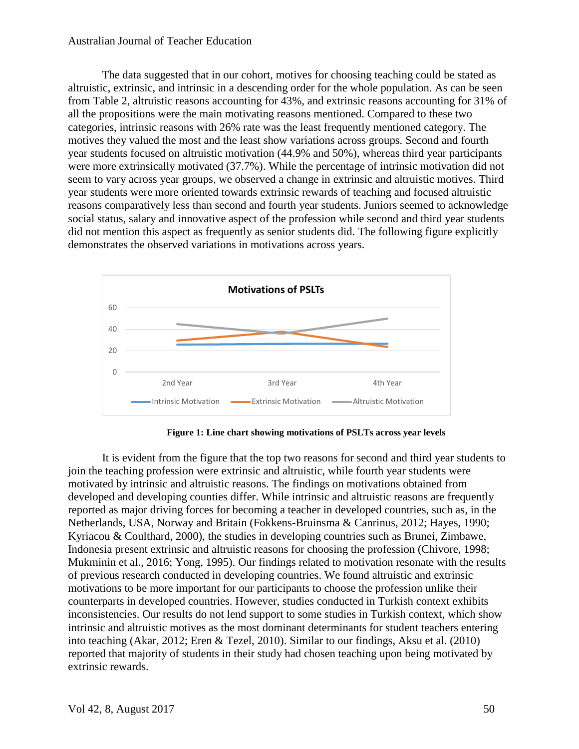The data suggested that in our cohort, motives for choosing teaching could be stated as altruistic, extrinsic, and intrinsic in a descending order for the whole population. As can be seen from Table 2, altruistic reasons accounting for 43%, and extrinsic reasons accounting for 31% of all the propositions were the main motivating reasons mentioned. Compared to these two categories, intrinsic reasons with 26% rate was the least frequently mentioned category. The motives they valued the most and the least show variations across groups. Second and fourth year students focused on altruistic motivation (44.9% and 50%), whereas third year participants were more extrinsically motivated (37.7%). While the percentage of intrinsic motivation did not seem to vary across year groups, we observed a change in extrinsic and altruistic motives. Third year students were more oriented towards extrinsic rewards of teaching and focused altruistic reasons comparatively less than second and fourth year students. Juniors seemed to acknowledge social status, salary and innovative aspect of the profession while second and third year students did not mention this aspect as frequently as senior students did. The following figure explicitly demonstrates the observed variations in motivations across years.

**Figure 1: Line chart showing motivations of PSLTs across year levels**

It is evident from the figure that the top two reasons for second and third year students to join the teaching profession were extrinsic and altruistic, while fourth year students were motivated by intrinsic and altruistic reasons. The findings on motivations obtained from developed and developing counties differ. While intrinsic and altruistic reasons are frequently reported as major driving forces for becoming a teacher in developed countries, such as, in the Netherlands, USA, Norway and Britain (Fokkens-Bruinsma & Canrinus, 2012; Hayes, 1990; Kyriacou & Coulthard, 2000), the studies in developing countries such as Brunei, Zimbawe, Indonesia present extrinsic and altruistic reasons for choosing the profession (Chivore, 1998; Mukminin et al., 2016; Yong, 1995). Our findings related to motivation resonate with the results of previous research conducted in developing countries. We found altruistic and extrinsic motivations to be more important for our participants to choose the profession unlike their counterparts in developed countries. However, studies conducted in Turkish context exhibits inconsistencies. Our results do not lend support to some studies in Turkish context, which show intrinsic and altruistic motives as the most dominant determinants for student teachers entering into teaching (Akar, 2012; Eren & Tezel, 2010). Similar to our findings, Aksu et al. (2010) reported that majority of students in their study had chosen teaching upon being motivated by extrinsic rewards.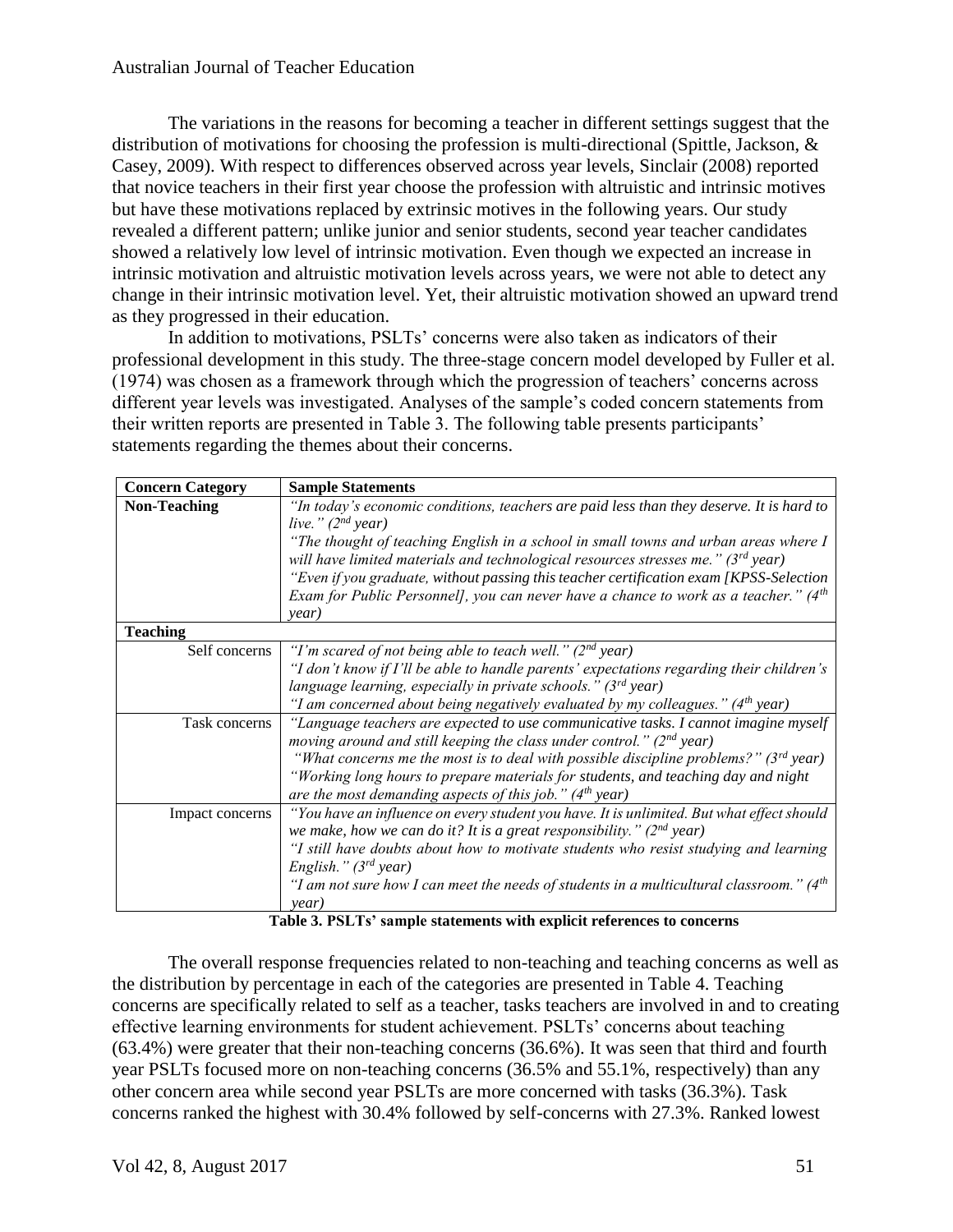The variations in the reasons for becoming a teacher in different settings suggest that the distribution of motivations for choosing the profession is multi-directional (Spittle, Jackson, & Casey, 2009). With respect to differences observed across year levels, Sinclair (2008) reported that novice teachers in their first year choose the profession with altruistic and intrinsic motives but have these motivations replaced by extrinsic motives in the following years. Our study revealed a different pattern; unlike junior and senior students, second year teacher candidates showed a relatively low level of intrinsic motivation. Even though we expected an increase in intrinsic motivation and altruistic motivation levels across years, we were not able to detect any change in their intrinsic motivation level. Yet, their altruistic motivation showed an upward trend as they progressed in their education.

In addition to motivations, PSLTs' concerns were also taken as indicators of their professional development in this study. The three-stage concern model developed by Fuller et al. (1974) was chosen as a framework through which the progression of teachers' concerns across different year levels was investigated. Analyses of the sample's coded concern statements from their written reports are presented in Table 3. The following table presents participants' statements regarding the themes about their concerns.

| Concern Category | Sample Statements |
|---|---|
| **Non-Teaching** | *"In today's economic conditions, teachers are paid less than they deserve. It is hard to live." (2nd year)* <br> *"The thought of teaching English in a school in small towns and urban areas where I will have limited materials and technological resources stresses me." (3rd year)* <br> *"Even if you graduate, without passing this teacher certification exam [KPSS-Selection Exam for Public Personnel], you can never have a chance to work as a teacher." (4th year)* |
| **Teaching** | |
| Self concerns | *"I'm scared of not being able to teach well." (2nd year)* <br> *"I don't know if I'll be able to handle parents' expectations regarding their children's language learning, especially in private schools." (3rd year)* <br> *"I am concerned about being negatively evaluated by my colleagues." (4th year)* |
| Task concerns | *"Language teachers are expected to use communicative tasks. I cannot imagine myself moving around and still keeping the class under control." (2nd year)* <br> *"What concerns me the most is to deal with possible discipline problems?" (3rd year)* <br> *"Working long hours to prepare materials for students, and teaching day and night are the most demanding aspects of this job." (4th year)* |
| Impact concerns | *"You have an influence on every student you have. It is unlimited. But what effect should we make, how we can do it? It is a great responsibility." (2nd year)* <br> *"I still have doubts about how to motivate students who resist studying and learning English." (3rd year)* <br> *"I am not sure how I can meet the needs of students in a multicultural classroom." (4th year)* |

**Table 3. PSLTs' sample statements with explicit references to concerns**

The overall response frequencies related to non-teaching and teaching concerns as well as the distribution by percentage in each of the categories are presented in Table 4. Teaching concerns are specifically related to self as a teacher, tasks teachers are involved in and to creating effective learning environments for student achievement. PSLTs' concerns about teaching (63.4%) were greater that their non-teaching concerns (36.6%). It was seen that third and fourth year PSLTs focused more on non-teaching concerns (36.5% and 55.1%, respectively) than any other concern area while second year PSLTs are more concerned with tasks (36.3%). Task concerns ranked the highest with 30.4% followed by self-concerns with 27.3%. Ranked lowest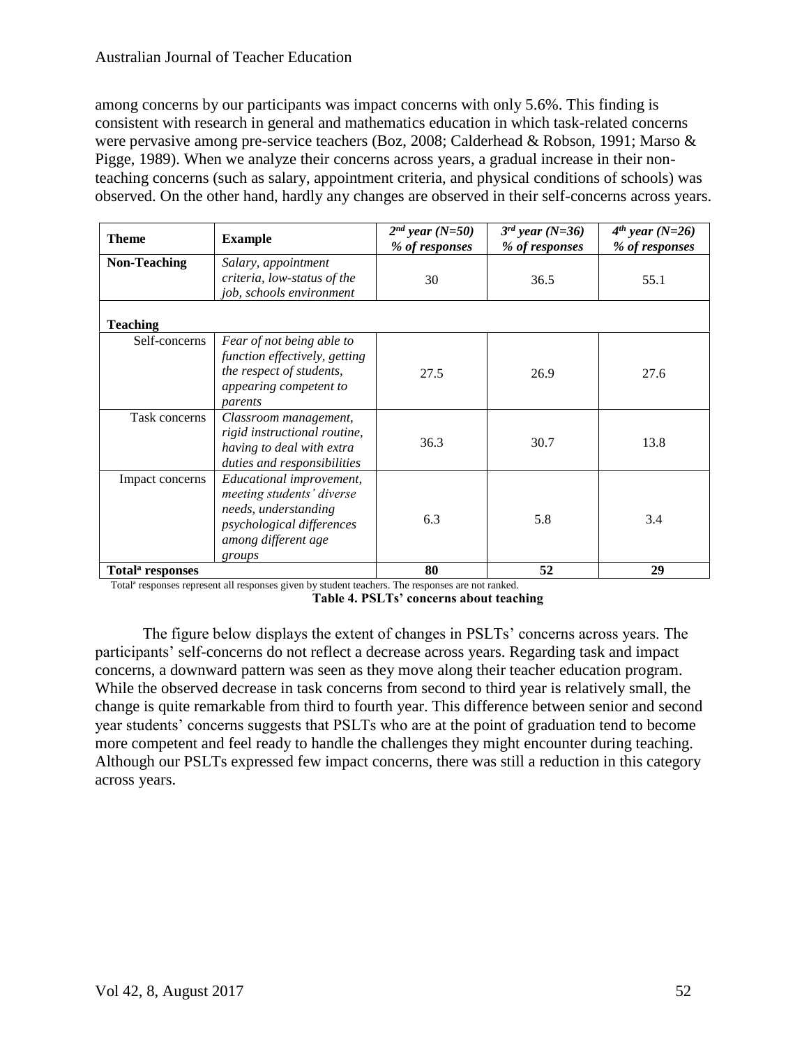among concerns by our participants was impact concerns with only 5.6%. This finding is consistent with research in general and mathematics education in which task-related concerns were pervasive among pre-service teachers (Boz, 2008; Calderhead & Robson, 1991; Marso & Pigge, 1989). When we analyze their concerns across years, a gradual increase in their non-teaching concerns (such as salary, appointment criteria, and physical conditions of schools) was observed. On the other hand, hardly any changes are observed in their self-concerns across years.

| **Theme** | **Example** | *2nd year (N=50) % of responses* | *3rd year (N=36) % of responses* | *4th year (N=26) % of responses* |
|---|---|---|---|---|
| **Non-Teaching** | *Salary, appointment criteria, low-status of the job, schools environment* | 30 | 36.5 | 55.1 |
| **Teaching** | | | | |
| Self-concerns | *Fear of not being able to function effectively, getting the respect of students, appearing competent to parents* | 27.5 | 26.9 | 27.6 |
| Task concerns | *Classroom management, rigid instructional routine, having to deal with extra duties and responsibilities* | 36.3 | 30.7 | 13.8 |
| Impact concerns | *Educational improvement, meeting students' diverse needs, understanding psychological differences among different age groups* | 6.3 | 5.8 | 3.4 |
| **Total[a] responses** | | **80** | **52** | **29** |

Total[a] responses represent all responses given by student teachers. The responses are not ranked.

**Table 4. PSLTs' concerns about teaching**

The figure below displays the extent of changes in PSLTs' concerns across years. The participants' self-concerns do not reflect a decrease across years. Regarding task and impact concerns, a downward pattern was seen as they move along their teacher education program. While the observed decrease in task concerns from second to third year is relatively small, the change is quite remarkable from third to fourth year. This difference between senior and second year students' concerns suggests that PSLTs who are at the point of graduation tend to become more competent and feel ready to handle the challenges they might encounter during teaching. Although our PSLTs expressed few impact concerns, there was still a reduction in this category across years.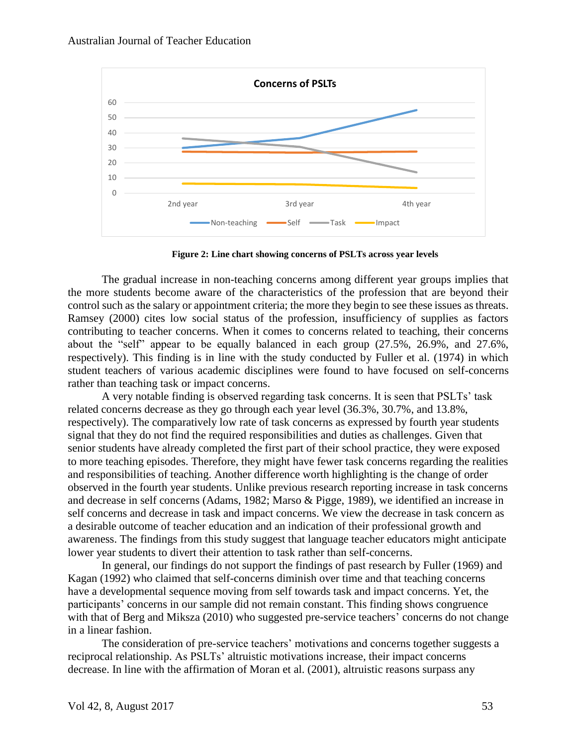**Figure 2: Line chart showing concerns of PSLTs across year levels**

The gradual increase in non-teaching concerns among different year groups implies that the more students become aware of the characteristics of the profession that are beyond their control such as the salary or appointment criteria; the more they begin to see these issues as threats. Ramsey (2000) cites low social status of the profession, insufficiency of supplies as factors contributing to teacher concerns. When it comes to concerns related to teaching, their concerns about the "self" appear to be equally balanced in each group (27.5%, 26.9%, and 27.6%, respectively). This finding is in line with the study conducted by Fuller et al. (1974) in which student teachers of various academic disciplines were found to have focused on self-concerns rather than teaching task or impact concerns.

A very notable finding is observed regarding task concerns. It is seen that PSLTs' task related concerns decrease as they go through each year level (36.3%, 30.7%, and 13.8%, respectively). The comparatively low rate of task concerns as expressed by fourth year students signal that they do not find the required responsibilities and duties as challenges. Given that senior students have already completed the first part of their school practice, they were exposed to more teaching episodes. Therefore, they might have fewer task concerns regarding the realities and responsibilities of teaching. Another difference worth highlighting is the change of order observed in the fourth year students. Unlike previous research reporting increase in task concerns and decrease in self concerns (Adams, 1982; Marso & Pigge, 1989), we identified an increase in self concerns and decrease in task and impact concerns. We view the decrease in task concern as a desirable outcome of teacher education and an indication of their professional growth and awareness. The findings from this study suggest that language teacher educators might anticipate lower year students to divert their attention to task rather than self-concerns.

In general, our findings do not support the findings of past research by Fuller (1969) and Kagan (1992) who claimed that self-concerns diminish over time and that teaching concerns have a developmental sequence moving from self towards task and impact concerns. Yet, the participants' concerns in our sample did not remain constant. This finding shows congruence with that of Berg and Miksza (2010) who suggested pre-service teachers' concerns do not change in a linear fashion.

The consideration of pre-service teachers' motivations and concerns together suggests a reciprocal relationship. As PSLTs' altruistic motivations increase, their impact concerns decrease. In line with the affirmation of Moran et al. (2001), altruistic reasons surpass any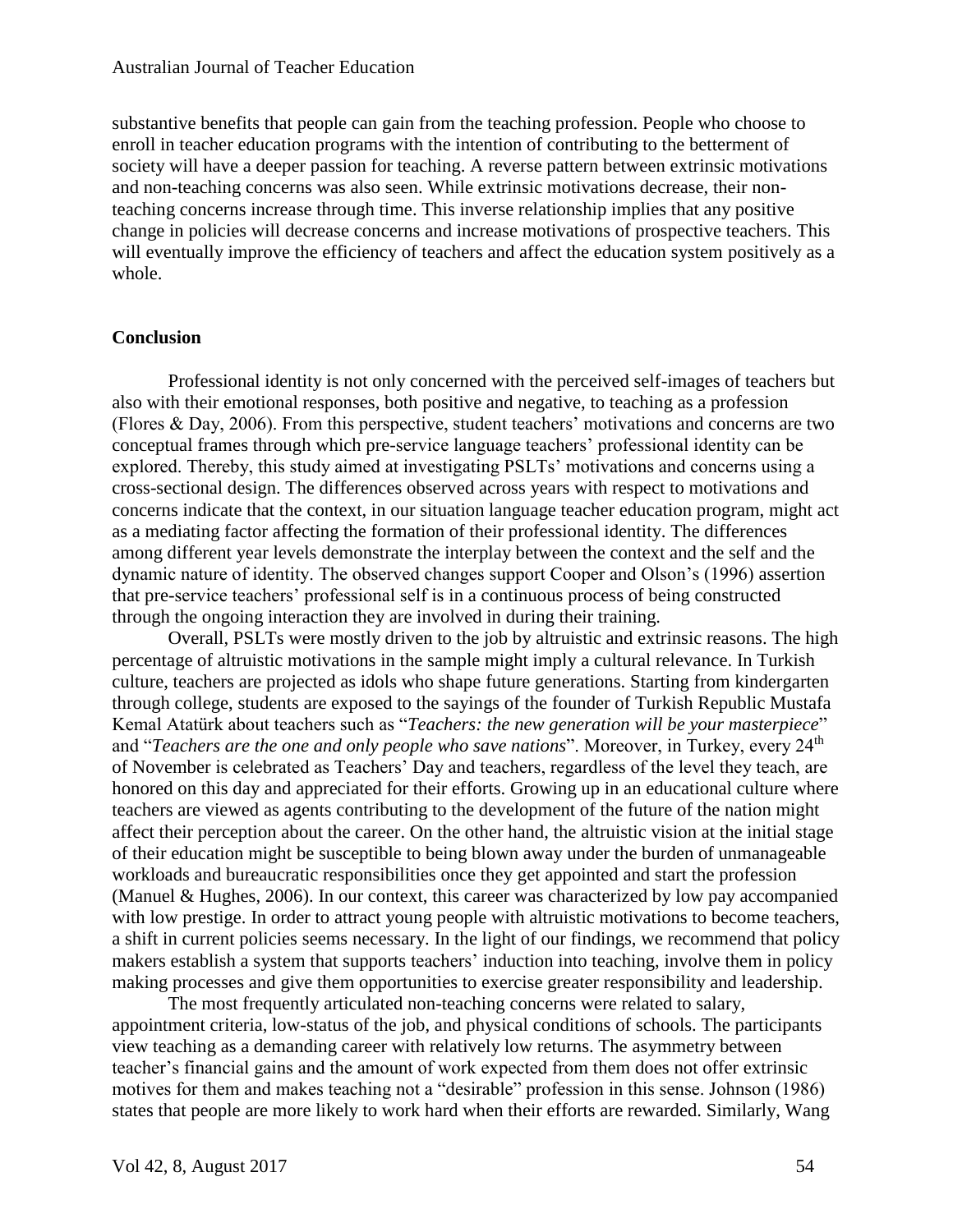substantive benefits that people can gain from the teaching profession. People who choose to enroll in teacher education programs with the intention of contributing to the betterment of society will have a deeper passion for teaching. A reverse pattern between extrinsic motivations and non-teaching concerns was also seen. While extrinsic motivations decrease, their non-teaching concerns increase through time. This inverse relationship implies that any positive change in policies will decrease concerns and increase motivations of prospective teachers. This will eventually improve the efficiency of teachers and affect the education system positively as a whole.

## Conclusion

Professional identity is not only concerned with the perceived self-images of teachers but also with their emotional responses, both positive and negative, to teaching as a profession (Flores & Day, 2006). From this perspective, student teachers' motivations and concerns are two conceptual frames through which pre-service language teachers' professional identity can be explored. Thereby, this study aimed at investigating PSLTs' motivations and concerns using a cross-sectional design. The differences observed across years with respect to motivations and concerns indicate that the context, in our situation language teacher education program, might act as a mediating factor affecting the formation of their professional identity. The differences among different year levels demonstrate the interplay between the context and the self and the dynamic nature of identity. The observed changes support Cooper and Olson's (1996) assertion that pre-service teachers' professional self is in a continuous process of being constructed through the ongoing interaction they are involved in during their training.

Overall, PSLTs were mostly driven to the job by altruistic and extrinsic reasons. The high percentage of altruistic motivations in the sample might imply a cultural relevance. In Turkish culture, teachers are projected as idols who shape future generations. Starting from kindergarten through college, students are exposed to the sayings of the founder of Turkish Republic Mustafa Kemal Atatürk about teachers such as "*Teachers: the new generation will be your masterpiece*" and "*Teachers are the one and only people who save nations*". Moreover, in Turkey, every 24th of November is celebrated as Teachers' Day and teachers, regardless of the level they teach, are honored on this day and appreciated for their efforts. Growing up in an educational culture where teachers are viewed as agents contributing to the development of the future of the nation might affect their perception about the career. On the other hand, the altruistic vision at the initial stage of their education might be susceptible to being blown away under the burden of unmanageable workloads and bureaucratic responsibilities once they get appointed and start the profession (Manuel & Hughes, 2006). In our context, this career was characterized by low pay accompanied with low prestige. In order to attract young people with altruistic motivations to become teachers, a shift in current policies seems necessary. In the light of our findings, we recommend that policy makers establish a system that supports teachers' induction into teaching, involve them in policy making processes and give them opportunities to exercise greater responsibility and leadership.

The most frequently articulated non-teaching concerns were related to salary, appointment criteria, low-status of the job, and physical conditions of schools. The participants view teaching as a demanding career with relatively low returns. The asymmetry between teacher's financial gains and the amount of work expected from them does not offer extrinsic motives for them and makes teaching not a "desirable" profession in this sense. Johnson (1986) states that people are more likely to work hard when their efforts are rewarded. Similarly, Wang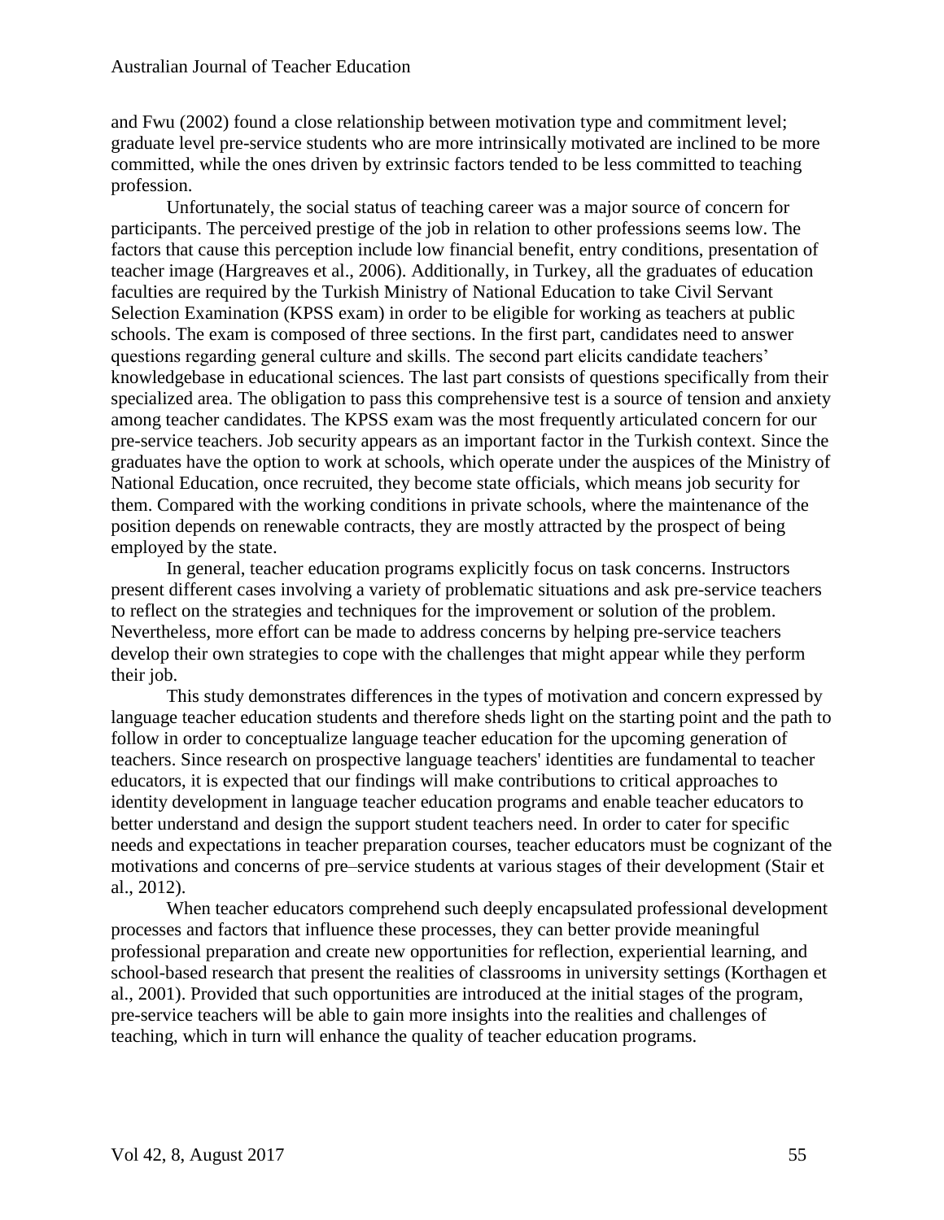and Fwu (2002) found a close relationship between motivation type and commitment level; graduate level pre-service students who are more intrinsically motivated are inclined to be more committed, while the ones driven by extrinsic factors tended to be less committed to teaching profession.

Unfortunately, the social status of teaching career was a major source of concern for participants. The perceived prestige of the job in relation to other professions seems low. The factors that cause this perception include low financial benefit, entry conditions, presentation of teacher image (Hargreaves et al., 2006). Additionally, in Turkey, all the graduates of education faculties are required by the Turkish Ministry of National Education to take Civil Servant Selection Examination (KPSS exam) in order to be eligible for working as teachers at public schools. The exam is composed of three sections. In the first part, candidates need to answer questions regarding general culture and skills. The second part elicits candidate teachers' knowledgebase in educational sciences. The last part consists of questions specifically from their specialized area. The obligation to pass this comprehensive test is a source of tension and anxiety among teacher candidates. The KPSS exam was the most frequently articulated concern for our pre-service teachers. Job security appears as an important factor in the Turkish context. Since the graduates have the option to work at schools, which operate under the auspices of the Ministry of National Education, once recruited, they become state officials, which means job security for them. Compared with the working conditions in private schools, where the maintenance of the position depends on renewable contracts, they are mostly attracted by the prospect of being employed by the state.

In general, teacher education programs explicitly focus on task concerns. Instructors present different cases involving a variety of problematic situations and ask pre-service teachers to reflect on the strategies and techniques for the improvement or solution of the problem. Nevertheless, more effort can be made to address concerns by helping pre-service teachers develop their own strategies to cope with the challenges that might appear while they perform their job.

This study demonstrates differences in the types of motivation and concern expressed by language teacher education students and therefore sheds light on the starting point and the path to follow in order to conceptualize language teacher education for the upcoming generation of teachers. Since research on prospective language teachers' identities are fundamental to teacher educators, it is expected that our findings will make contributions to critical approaches to identity development in language teacher education programs and enable teacher educators to better understand and design the support student teachers need. In order to cater for specific needs and expectations in teacher preparation courses, teacher educators must be cognizant of the motivations and concerns of pre–service students at various stages of their development (Stair et al., 2012).

When teacher educators comprehend such deeply encapsulated professional development processes and factors that influence these processes, they can better provide meaningful professional preparation and create new opportunities for reflection, experiential learning, and school-based research that present the realities of classrooms in university settings (Korthagen et al., 2001). Provided that such opportunities are introduced at the initial stages of the program, pre-service teachers will be able to gain more insights into the realities and challenges of teaching, which in turn will enhance the quality of teacher education programs.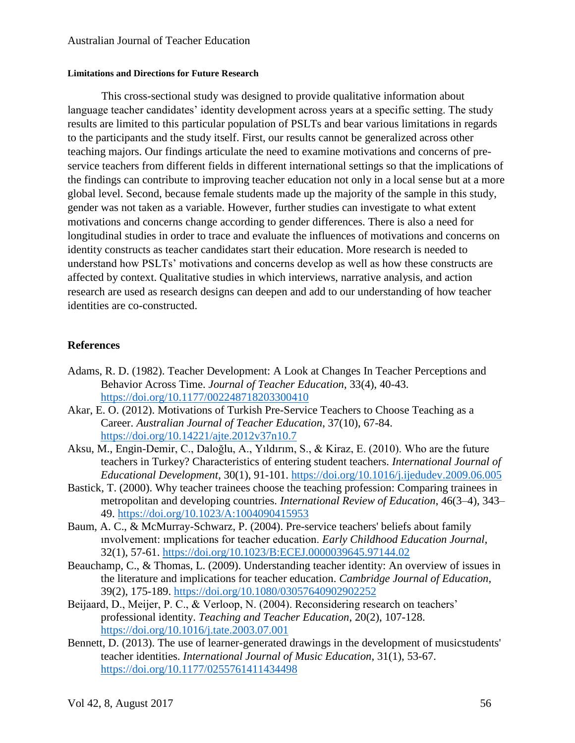#### Limitations and Directions for Future Research

This cross-sectional study was designed to provide qualitative information about language teacher candidates' identity development across years at a specific setting. The study results are limited to this particular population of PSLTs and bear various limitations in regards to the participants and the study itself. First, our results cannot be generalized across other teaching majors. Our findings articulate the need to examine motivations and concerns of pre-service teachers from different fields in different international settings so that the implications of the findings can contribute to improving teacher education not only in a local sense but at a more global level. Second, because female students made up the majority of the sample in this study, gender was not taken as a variable. However, further studies can investigate to what extent motivations and concerns change according to gender differences. There is also a need for longitudinal studies in order to trace and evaluate the influences of motivations and concerns on identity constructs as teacher candidates start their education. More research is needed to understand how PSLTs' motivations and concerns develop as well as how these constructs are affected by context. Qualitative studies in which interviews, narrative analysis, and action research are used as research designs can deepen and add to our understanding of how teacher identities are co-constructed.

## References

Adams, R. D. (1982). Teacher Development: A Look at Changes In Teacher Perceptions and Behavior Across Time. *Journal of Teacher Education*, 33(4), 40-43. https://doi.org/10.1177/002248718203300410

Akar, E. O. (2012). Motivations of Turkish Pre-Service Teachers to Choose Teaching as a Career. *Australian Journal of Teacher Education*, 37(10), 67-84. https://doi.org/10.14221/ajte.2012v37n10.7

Aksu, M., Engin-Demir, C., Daloğlu, A., Yıldırım, S., & Kiraz, E. (2010). Who are the future teachers in Turkey? Characteristics of entering student teachers. *International Journal of Educational Development*, 30(1), 91-101. https://doi.org/10.1016/j.ijedudev.2009.06.005

Bastick, T. (2000). Why teacher trainees choose the teaching profession: Comparing trainees in metropolitan and developing countries. *International Review of Education*, 46(3–4), 343–49. https://doi.org/10.1023/A:1004090415953

Baum, A. C., & McMurray-Schwarz, P. (2004). Pre-service teachers' beliefs about family ınvolvement: ımplications for teacher education. *Early Childhood Education Journal*, 32(1), 57-61. https://doi.org/10.1023/B:ECEJ.0000039645.97144.02

Beauchamp, C., & Thomas, L. (2009). Understanding teacher identity: An overview of issues in the literature and implications for teacher education. *Cambridge Journal of Education*, 39(2), 175-189. https://doi.org/10.1080/03057640902902252

Beijaard, D., Meijer, P. C., & Verloop, N. (2004). Reconsidering research on teachers' professional identity. *Teaching and Teacher Education*, 20(2), 107-128. https://doi.org/10.1016/j.tate.2003.07.001

Bennett, D. (2013). The use of learner-generated drawings in the development of musicstudents' teacher identities. *International Journal of Music Education*, 31(1), 53-67. https://doi.org/10.1177/0255761411434498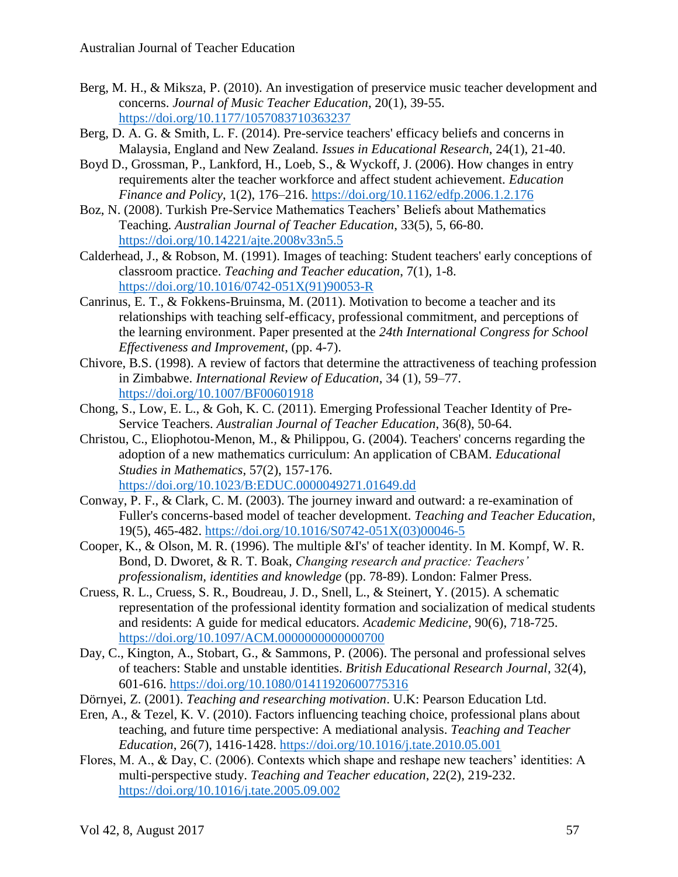Berg, M. H., & Miksza, P. (2010). An investigation of preservice music teacher development and concerns. *Journal of Music Teacher Education*, 20(1), 39-55. https://doi.org/10.1177/1057083710363237

Berg, D. A. G. & Smith, L. F. (2014). Pre-service teachers' efficacy beliefs and concerns in Malaysia, England and New Zealand. *Issues in Educational Research*, 24(1), 21-40.

Boyd D., Grossman, P., Lankford, H., Loeb, S., & Wyckoff, J. (2006). How changes in entry requirements alter the teacher workforce and affect student achievement. *Education Finance and Policy*, 1(2), 176–216. https://doi.org/10.1162/edfp.2006.1.2.176

Boz, N. (2008). Turkish Pre-Service Mathematics Teachers' Beliefs about Mathematics Teaching. *Australian Journal of Teacher Education*, 33(5), 5, 66-80. https://doi.org/10.14221/ajte.2008v33n5.5

Calderhead, J., & Robson, M. (1991). Images of teaching: Student teachers' early conceptions of classroom practice. *Teaching and Teacher education*, 7(1), 1-8. https://doi.org/10.1016/0742-051X(91)90053-R

Canrinus, E. T., & Fokkens-Bruinsma, M. (2011). Motivation to become a teacher and its relationships with teaching self-efficacy, professional commitment, and perceptions of the learning environment. Paper presented at the *24th International Congress for School Effectiveness and Improvement*, (pp. 4-7).

Chivore, B.S. (1998). A review of factors that determine the attractiveness of teaching profession in Zimbabwe. *International Review of Education*, 34 (1), 59–77. https://doi.org/10.1007/BF00601918

Chong, S., Low, E. L., & Goh, K. C. (2011). Emerging Professional Teacher Identity of Pre-Service Teachers. *Australian Journal of Teacher Education*, 36(8), 50-64.

Christou, C., Eliophotou-Menon, M., & Philippou, G. (2004). Teachers' concerns regarding the adoption of a new mathematics curriculum: An application of CBAM. *Educational Studies in Mathematics*, 57(2), 157-176. https://doi.org/10.1023/B:EDUC.0000049271.01649.dd

Conway, P. F., & Clark, C. M. (2003). The journey inward and outward: a re-examination of Fuller's concerns-based model of teacher development. *Teaching and Teacher Education*, 19(5), 465-482. https://doi.org/10.1016/S0742-051X(03)00046-5

Cooper, K., & Olson, M. R. (1996). The multiple &I's' of teacher identity. In M. Kompf, W. R. Bond, D. Dworet, & R. T. Boak, *Changing research and practice: Teachers' professionalism, identities and knowledge* (pp. 78-89). London: Falmer Press.

Cruess, R. L., Cruess, S. R., Boudreau, J. D., Snell, L., & Steinert, Y. (2015). A schematic representation of the professional identity formation and socialization of medical students and residents: A guide for medical educators. *Academic Medicine*, 90(6), 718-725. https://doi.org/10.1097/ACM.0000000000000700

Day, C., Kington, A., Stobart, G., & Sammons, P. (2006). The personal and professional selves of teachers: Stable and unstable identities. *British Educational Research Journal*, 32(4), 601-616. https://doi.org/10.1080/01411920600775316

Dörnyei, Z. (2001). *Teaching and researching motivation*. U.K: Pearson Education Ltd.

Eren, A., & Tezel, K. V. (2010). Factors influencing teaching choice, professional plans about teaching, and future time perspective: A mediational analysis. *Teaching and Teacher Education*, 26(7), 1416-1428. https://doi.org/10.1016/j.tate.2010.05.001

Flores, M. A., & Day, C. (2006). Contexts which shape and reshape new teachers' identities: A multi-perspective study. *Teaching and Teacher education*, 22(2), 219-232. https://doi.org/10.1016/j.tate.2005.09.002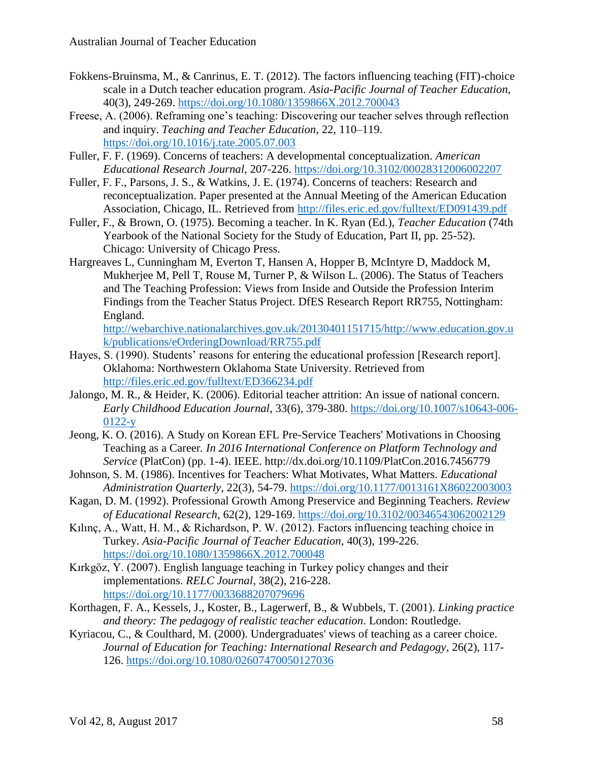Fokkens-Bruinsma, M., & Canrinus, E. T. (2012). The factors influencing teaching (FIT)-choice scale in a Dutch teacher education program. *Asia-Pacific Journal of Teacher Education*, 40(3), 249-269. https://doi.org/10.1080/1359866X.2012.700043

Freese, A. (2006). Reframing one's teaching: Discovering our teacher selves through reflection and inquiry. *Teaching and Teacher Education*, 22, 110–119. https://doi.org/10.1016/j.tate.2005.07.003

Fuller, F. F. (1969). Concerns of teachers: A developmental conceptualization. *American Educational Research Journal*, 207-226. https://doi.org/10.3102/00028312006002207

Fuller, F. F., Parsons, J. S., & Watkins, J. E. (1974). Concerns of teachers: Research and reconceptualization. Paper presented at the Annual Meeting of the American Education Association, Chicago, IL. Retrieved from http://files.eric.ed.gov/fulltext/ED091439.pdf

Fuller, F., & Brown, O. (1975). Becoming a teacher. In K. Ryan (Ed.), *Teacher Education* (74th Yearbook of the National Society for the Study of Education, Part II, pp. 25-52). Chicago: University of Chicago Press.

Hargreaves L, Cunningham M, Everton T, Hansen A, Hopper B, McIntyre D, Maddock M, Mukherjee M, Pell T, Rouse M, Turner P, & Wilson L. (2006). The Status of Teachers and The Teaching Profession: Views from Inside and Outside the Profession Interim Findings from the Teacher Status Project. DfES Research Report RR755, Nottingham: England. http://webarchive.nationalarchives.gov.uk/20130401151715/http://www.education.gov.uk/publications/eOrderingDownload/RR755.pdf

Hayes, S. (1990). Students' reasons for entering the educational profession [Research report]. Oklahoma: Northwestern Oklahoma State University. Retrieved from http://files.eric.ed.gov/fulltext/ED366234.pdf

Jalongo, M. R., & Heider, K. (2006). Editorial teacher attrition: An issue of national concern. *Early Childhood Education Journal*, 33(6), 379-380. https://doi.org/10.1007/s10643-006-0122-y

Jeong, K. O. (2016). A Study on Korean EFL Pre-Service Teachers' Motivations in Choosing Teaching as a Career. *In 2016 International Conference on Platform Technology and Service* (PlatCon) (pp. 1-4). IEEE. http://dx.doi.org/10.1109/PlatCon.2016.7456779

Johnson, S. M. (1986). Incentives for Teachers: What Motivates, What Matters. *Educational Administration Quarterly*, 22(3), 54-79. https://doi.org/10.1177/0013161X86022003003

Kagan, D. M. (1992). Professional Growth Among Preservice and Beginning Teachers. *Review of Educational Research*, 62(2), 129-169. https://doi.org/10.3102/00346543062002129

Kılınç, A., Watt, H. M., & Richardson, P. W. (2012). Factors influencing teaching choice in Turkey. *Asia-Pacific Journal of Teacher Education*, 40(3), 199-226. https://doi.org/10.1080/1359866X.2012.700048

Kırkgöz, Y. (2007). English language teaching in Turkey policy changes and their implementations. *RELC Journal*, 38(2), 216-228. https://doi.org/10.1177/0033688207079696

Korthagen, F. A., Kessels, J., Koster, B., Lagerwerf, B., & Wubbels, T. (2001). *Linking practice and theory: The pedagogy of realistic teacher education*. London: Routledge.

Kyriacou, C., & Coulthard, M. (2000). Undergraduates' views of teaching as a career choice. *Journal of Education for Teaching: International Research and Pedagogy*, 26(2), 117-126. https://doi.org/10.1080/02607470050127036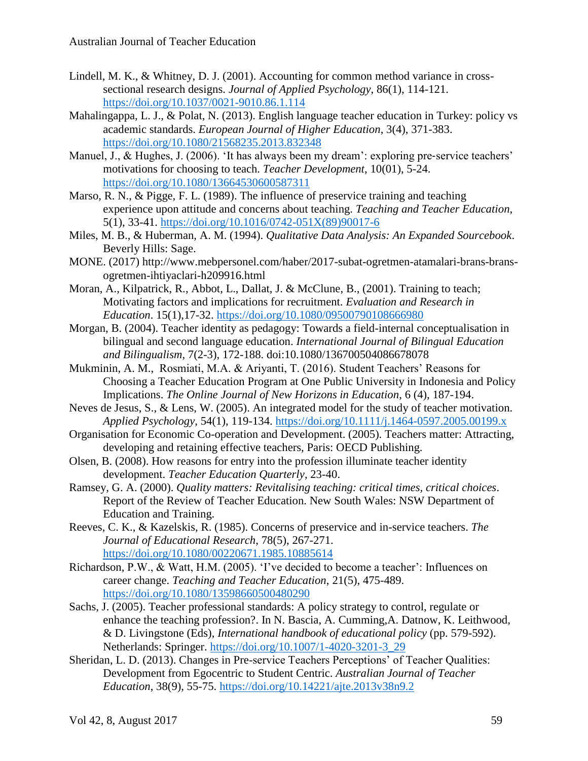Lindell, M. K., & Whitney, D. J. (2001). Accounting for common method variance in cross-sectional research designs. *Journal of Applied Psychology*, 86(1), 114-121. https://doi.org/10.1037/0021-9010.86.1.114

Mahalingappa, L. J., & Polat, N. (2013). English language teacher education in Turkey: policy vs academic standards. *European Journal of Higher Education*, 3(4), 371-383. https://doi.org/10.1080/21568235.2013.832348

Manuel, J., & Hughes, J. (2006). 'It has always been my dream': exploring pre-service teachers' motivations for choosing to teach. *Teacher Development*, 10(01), 5-24. https://doi.org/10.1080/13664530600587311

Marso, R. N., & Pigge, F. L. (1989). The influence of preservice training and teaching experience upon attitude and concerns about teaching. *Teaching and Teacher Education*, 5(1), 33-41. https://doi.org/10.1016/0742-051X(89)90017-6

Miles, M. B., & Huberman, A. M. (1994). *Qualitative Data Analysis: An Expanded Sourcebook*. Beverly Hills: Sage.

MONE. (2017) http://www.mebpersonel.com/haber/2017-subat-ogretmen-atamalari-brans-brans-ogretmen-ihtiyaclari-h209916.html

Moran, A., Kilpatrick, R., Abbot, L., Dallat, J. & McClune, B., (2001). Training to teach; Motivating factors and implications for recruitment. *Evaluation and Research in Education*. 15(1),17-32. https://doi.org/10.1080/09500790108666980

Morgan, B. (2004). Teacher identity as pedagogy: Towards a field-internal conceptualisation in bilingual and second language education. *International Journal of Bilingual Education and Bilingualism*, 7(2-3), 172-188. doi:10.1080/136700504086678078

Mukminin, A. M., Rosmiati, M.A. & Ariyanti, T. (2016). Student Teachers' Reasons for Choosing a Teacher Education Program at One Public University in Indonesia and Policy Implications. *The Online Journal of New Horizons in Education*, 6 (4), 187-194.

Neves de Jesus, S., & Lens, W. (2005). An integrated model for the study of teacher motivation. *Applied Psychology*, 54(1), 119-134. https://doi.org/10.1111/j.1464-0597.2005.00199.x

Organisation for Economic Co-operation and Development. (2005). Teachers matter: Attracting, developing and retaining effective teachers, Paris: OECD Publishing.

Olsen, B. (2008). How reasons for entry into the profession illuminate teacher identity development. *Teacher Education Quarterly*, 23-40.

Ramsey, G. A. (2000). *Quality matters: Revitalising teaching: critical times, critical choices*. Report of the Review of Teacher Education. New South Wales: NSW Department of Education and Training.

Reeves, C. K., & Kazelskis, R. (1985). Concerns of preservice and in-service teachers. *The Journal of Educational Research*, 78(5), 267-271. https://doi.org/10.1080/00220671.1985.10885614

Richardson, P.W., & Watt, H.M. (2005). 'I've decided to become a teacher': Influences on career change. *Teaching and Teacher Education*, 21(5), 475-489. https://doi.org/10.1080/13598660500480290

Sachs, J. (2005). Teacher professional standards: A policy strategy to control, regulate or enhance the teaching profession?. In N. Bascia, A. Cumming,A. Datnow, K. Leithwood, & D. Livingstone (Eds), *International handbook of educational policy* (pp. 579-592). Netherlands: Springer. https://doi.org/10.1007/1-4020-3201-3_29

Sheridan, L. D. (2013). Changes in Pre-service Teachers Perceptions' of Teacher Qualities: Development from Egocentric to Student Centric. *Australian Journal of Teacher Education*, 38(9), 55-75. https://doi.org/10.14221/ajte.2013v38n9.2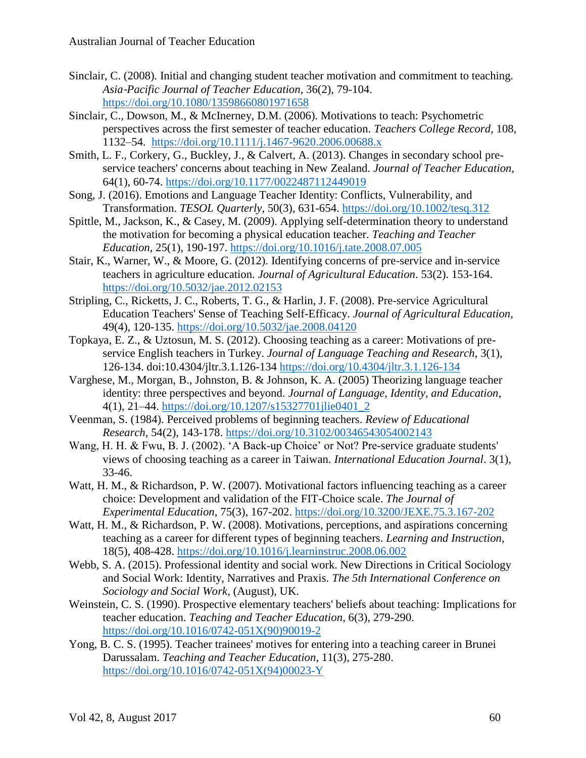Sinclair, C. (2008). Initial and changing student teacher motivation and commitment to teaching. *Asia-Pacific Journal of Teacher Education*, 36(2), 79-104. https://doi.org/10.1080/13598660801971658

Sinclair, C., Dowson, M., & McInerney, D.M. (2006). Motivations to teach: Psychometric perspectives across the first semester of teacher education. *Teachers College Record*, 108, 1132–54. https://doi.org/10.1111/j.1467-9620.2006.00688.x

Smith, L. F., Corkery, G., Buckley, J., & Calvert, A. (2013). Changes in secondary school pre-service teachers' concerns about teaching in New Zealand. *Journal of Teacher Education*, 64(1), 60-74. https://doi.org/10.1177/0022487112449019

Song, J. (2016). Emotions and Language Teacher Identity: Conflicts, Vulnerability, and Transformation. *TESOL Quarterly*, 50(3), 631-654. https://doi.org/10.1002/tesq.312

Spittle, M., Jackson, K., & Casey, M. (2009). Applying self-determination theory to understand the motivation for becoming a physical education teacher. *Teaching and Teacher Education*, 25(1), 190-197. https://doi.org/10.1016/j.tate.2008.07.005

Stair, K., Warner, W., & Moore, G. (2012). Identifying concerns of pre-service and in-service teachers in agriculture education. *Journal of Agricultural Education*. 53(2). 153-164. https://doi.org/10.5032/jae.2012.02153

Stripling, C., Ricketts, J. C., Roberts, T. G., & Harlin, J. F. (2008). Pre-service Agricultural Education Teachers' Sense of Teaching Self-Efficacy. *Journal of Agricultural Education*, 49(4), 120-135. https://doi.org/10.5032/jae.2008.04120

Topkaya, E. Z., & Uztosun, M. S. (2012). Choosing teaching as a career: Motivations of pre-service English teachers in Turkey. *Journal of Language Teaching and Research*, 3(1), 126-134. doi:10.4304/jltr.3.1.126-134 https://doi.org/10.4304/jltr.3.1.126-134

Varghese, M., Morgan, B., Johnston, B. & Johnson, K. A. (2005) Theorizing language teacher identity: three perspectives and beyond. *Journal of Language, Identity, and Education*, 4(1), 21–44. https://doi.org/10.1207/s15327701jlie0401_2

Veenman, S. (1984). Perceived problems of beginning teachers. *Review of Educational Research*, 54(2), 143-178. https://doi.org/10.3102/00346543054002143

Wang, H. H. & Fwu, B. J. (2002). 'A Back-up Choice' or Not? Pre-service graduate students' views of choosing teaching as a career in Taiwan. *International Education Journal*. 3(1), 33-46.

Watt, H. M., & Richardson, P. W. (2007). Motivational factors influencing teaching as a career choice: Development and validation of the FIT-Choice scale. *The Journal of Experimental Education*, 75(3), 167-202. https://doi.org/10.3200/JEXE.75.3.167-202

Watt, H. M., & Richardson, P. W. (2008). Motivations, perceptions, and aspirations concerning teaching as a career for different types of beginning teachers. *Learning and Instruction*, 18(5), 408-428. https://doi.org/10.1016/j.learninstruc.2008.06.002

Webb, S. A. (2015). Professional identity and social work. New Directions in Critical Sociology and Social Work: Identity, Narratives and Praxis. *The 5th International Conference on Sociology and Social Work*, (August), UK.

Weinstein, C. S. (1990). Prospective elementary teachers' beliefs about teaching: Implications for teacher education. *Teaching and Teacher Education*, 6(3), 279-290. https://doi.org/10.1016/0742-051X(90)90019-2

Yong, B. C. S. (1995). Teacher trainees' motives for entering into a teaching career in Brunei Darussalam. *Teaching and Teacher Education*, 11(3), 275-280. https://doi.org/10.1016/0742-051X(94)00023-Y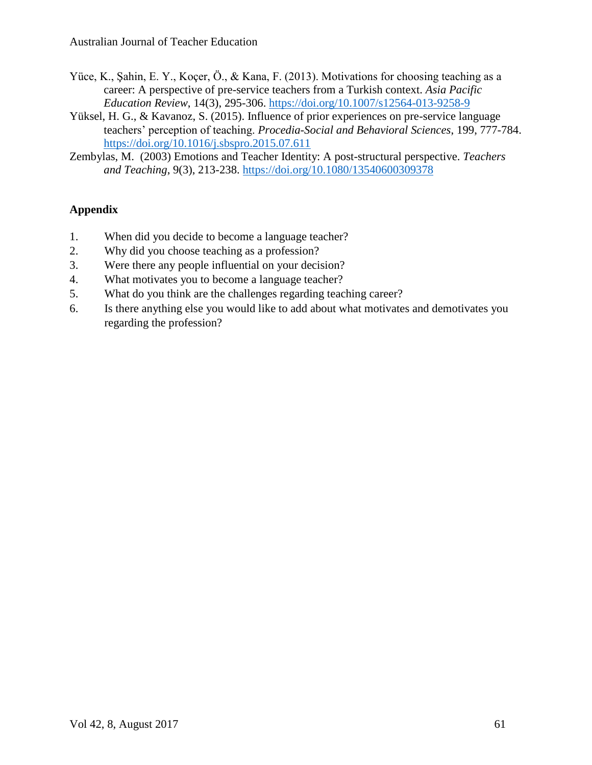Yüce, K., Şahin, E. Y., Koçer, Ö., & Kana, F. (2013). Motivations for choosing teaching as a career: A perspective of pre-service teachers from a Turkish context. *Asia Pacific Education Review*, 14(3), 295-306. https://doi.org/10.1007/s12564-013-9258-9

Yüksel, H. G., & Kavanoz, S. (2015). Influence of prior experiences on pre-service language teachers' perception of teaching. *Procedia-Social and Behavioral Sciences*, 199, 777-784. https://doi.org/10.1016/j.sbspro.2015.07.611

Zembylas, M. (2003) Emotions and Teacher Identity: A post-structural perspective. *Teachers and Teaching*, 9(3), 213-238. https://doi.org/10.1080/13540600309378

## Appendix

1. When did you decide to become a language teacher?
2. Why did you choose teaching as a profession?
3. Were there any people influential on your decision?
4. What motivates you to become a language teacher?
5. What do you think are the challenges regarding teaching career?
6. Is there anything else you would like to add about what motivates and demotivates you regarding the profession?